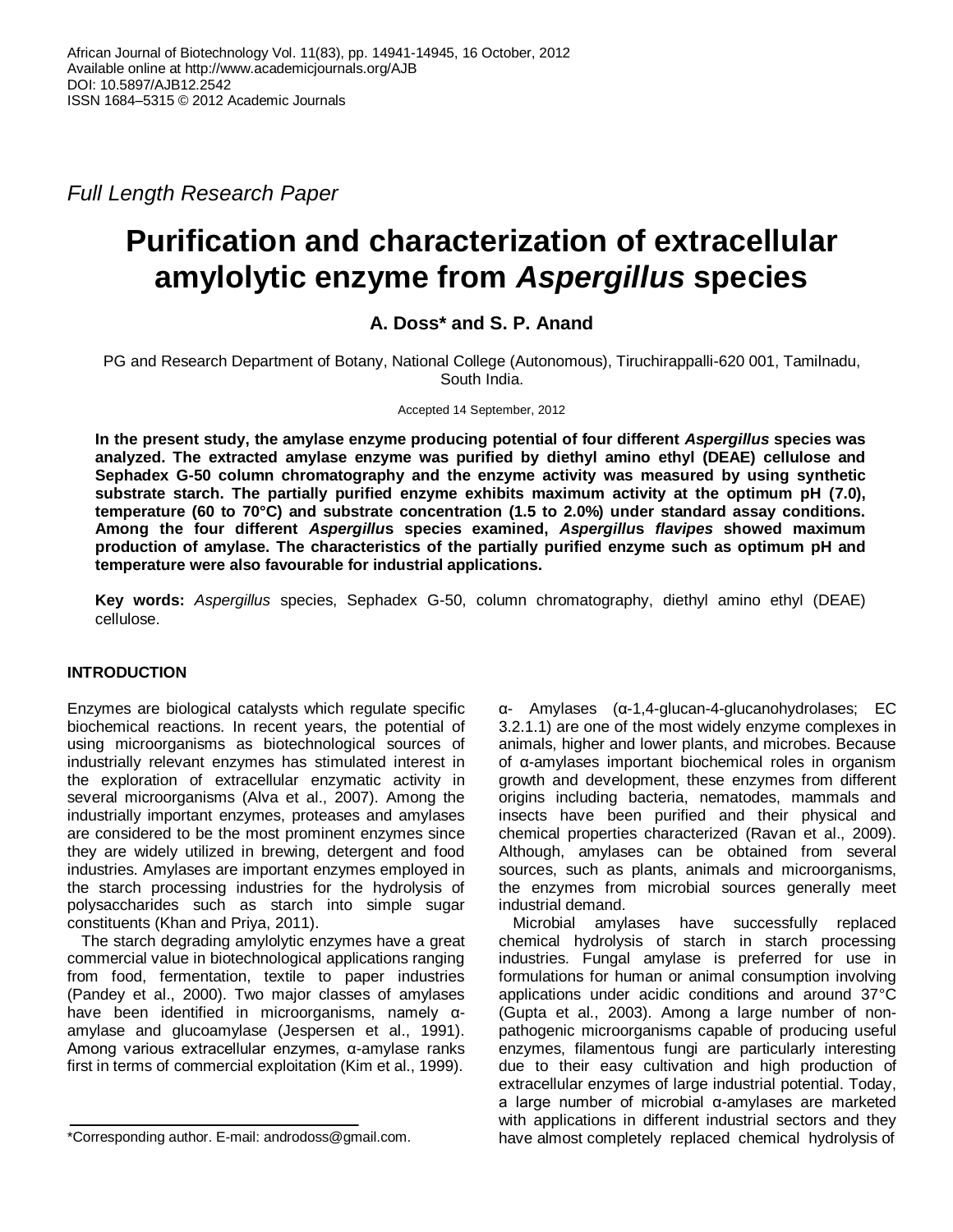*Full Length Research Paper*

# Purification and characterization of extracellular amylolytic enzyme from *Aspergillus* species

**A. Doss* and S. P. Anand**

PG and Research Department of Botany, National College (Autonomous), Tiruchirappalli-620 001, Tamilnadu, South India.

Accepted 14 September, 2012

**In the present study, the amylase enzyme producing potential of four different *Aspergillus* species was analyzed. The extracted amylase enzyme was purified by diethyl amino ethyl (DEAE) cellulose and Sephadex G-50 column chromatography and the enzyme activity was measured by using synthetic substrate starch. The partially purified enzyme exhibits maximum activity at the optimum pH (7.0), temperature (60 to 70°C) and substrate concentration (1.5 to 2.0%) under standard assay conditions. Among the four different *Aspergillus* species examined, *Aspergillus flavipes* showed maximum production of amylase. The characteristics of the partially purified enzyme such as optimum pH and temperature were also favourable for industrial applications.**

**Key words:** *Aspergillus* species, Sephadex G-50, column chromatography, diethyl amino ethyl (DEAE) cellulose.

## INTRODUCTION

Enzymes are biological catalysts which regulate specific biochemical reactions. In recent years, the potential of using microorganisms as biotechnological sources of industrially relevant enzymes has stimulated interest in the exploration of extracellular enzymatic activity in several microorganisms (Alva et al., 2007). Among the industrially important enzymes, proteases and amylases are considered to be the most prominent enzymes since they are widely utilized in brewing, detergent and food industries. Amylases are important enzymes employed in the starch processing industries for the hydrolysis of polysaccharides such as starch into simple sugar constituents (Khan and Priya, 2011).

The starch degrading amylolytic enzymes have a great commercial value in biotechnological applications ranging from food, fermentation, textile to paper industries (Pandey et al., 2000). Two major classes of amylases have been identified in microorganisms, namely α-amylase and glucoamylase (Jespersen et al., 1991). Among various extracellular enzymes, α-amylase ranks first in terms of commercial exploitation (Kim et al., 1999).

α- Amylases (α-1,4-glucan-4-glucanohydrolases; EC 3.2.1.1) are one of the most widely enzyme complexes in animals, higher and lower plants, and microbes. Because of α-amylases important biochemical roles in organism growth and development, these enzymes from different origins including bacteria, nematodes, mammals and insects have been purified and their physical and chemical properties characterized (Ravan et al., 2009). Although, amylases can be obtained from several sources, such as plants, animals and microorganisms, the enzymes from microbial sources generally meet industrial demand.

Microbial amylases have successfully replaced chemical hydrolysis of starch in starch processing industries. Fungal amylase is preferred for use in formulations for human or animal consumption involving applications under acidic conditions and around 37°C (Gupta et al., 2003). Among a large number of non-pathogenic microorganisms capable of producing useful enzymes, filamentous fungi are particularly interesting due to their easy cultivation and high production of extracellular enzymes of large industrial potential. Today, a large number of microbial α-amylases are marketed with applications in different industrial sectors and they have almost completely replaced chemical hydrolysis of

*Corresponding author. E-mail: androdoss@gmail.com.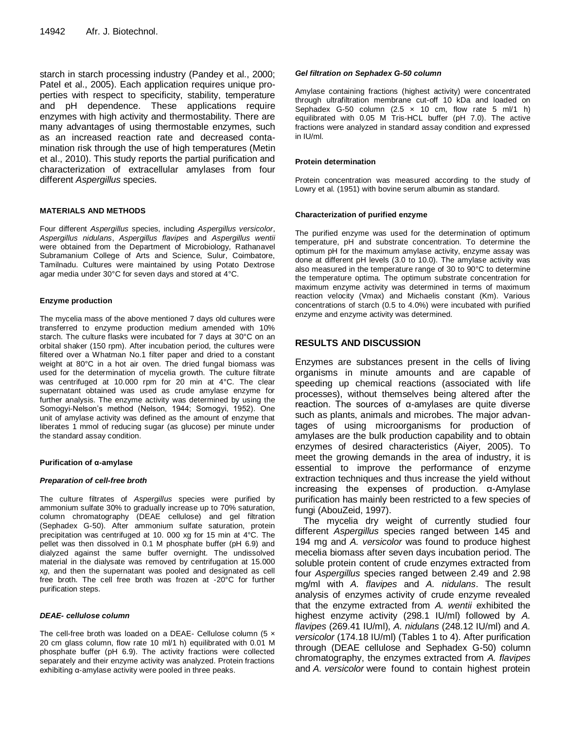starch in starch processing industry (Pandey et al., 2000; Patel et al., 2005). Each application requires unique properties with respect to specificity, stability, temperature and pH dependence. These applications require enzymes with high activity and thermostability. There are many advantages of using thermostable enzymes, such as an increased reaction rate and decreased contamination risk through the use of high temperatures (Metin et al., 2010). This study reports the partial purification and characterization of extracellular amylases from four different *Aspergillus* species.

## MATERIALS AND METHODS

Four different *Aspergillus* species, including *Aspergillus versicolor*, *Aspergillus nidulans*, *Aspergillus flavipes* and *Aspergillus wentii* were obtained from the Department of Microbiology, Rathanavel Subramanium College of Arts and Science, Sulur, Coimbatore, Tamilnadu. Cultures were maintained by using Potato Dextrose agar media under 30°C for seven days and stored at 4°C.

### Enzyme production

The mycelia mass of the above mentioned 7 days old cultures were transferred to enzyme production medium amended with 10% starch. The culture flasks were incubated for 7 days at 30°C on an orbital shaker (150 rpm). After incubation period, the cultures were filtered over a Whatman No.1 filter paper and dried to a constant weight at 80°C in a hot air oven. The dried fungal biomass was used for the determination of mycelia growth. The culture filtrate was centrifuged at 10.000 rpm for 20 min at 4°C. The clear supernatant obtained was used as crude amylase enzyme for further analysis. The enzyme activity was determined by using the Somogyi-Nelson's method (Nelson, 1944; Somogyi, 1952). One unit of amylase activity was defined as the amount of enzyme that liberates 1 mmol of reducing sugar (as glucose) per minute under the standard assay condition.

### Purification of α-amylase

#### *Preparation of cell-free broth*

The culture filtrates of *Aspergillus* species were purified by ammonium sulfate 30% to gradually increase up to 70% saturation, column chromatography (DEAE cellulose) and gel filtration (Sephadex G-50). After ammonium sulfate saturation, protein precipitation was centrifuged at 10. 000 xg for 15 min at 4°C. The pellet was then dissolved in 0.1 M phosphate buffer (pH 6.9) and dialyzed against the same buffer overnight. The undissolved material in the dialysate was removed by centrifugation at 15.000 x*g*, and then the supernatant was pooled and designated as cell free broth. The cell free broth was frozen at -20°C for further purification steps.

#### *DEAE- cellulose column*

The cell-free broth was loaded on a DEAE- Cellulose column (5 × 20 cm glass column, flow rate 10 ml/1 h) equilibrated with 0.01 M phosphate buffer (pH 6.9). The activity fractions were collected separately and their enzyme activity was analyzed. Protein fractions exhibiting α-amylase activity were pooled in three peaks.

#### *Gel filtration on Sephadex G-50 column*

Amylase containing fractions (highest activity) were concentrated through ultrafiltration membrane cut-off 10 kDa and loaded on Sephadex G-50 column (2.5 × 10 cm, flow rate 5 ml/1 h) equilibrated with 0.05 M Tris-HCL buffer (pH 7.0). The active fractions were analyzed in standard assay condition and expressed in IU/ml.

### Protein determination

Protein concentration was measured according to the study of Lowry et al. (1951) with bovine serum albumin as standard.

### Characterization of purified enzyme

The purified enzyme was used for the determination of optimum temperature, pH and substrate concentration. To determine the optimum pH for the maximum amylase activity, enzyme assay was done at different pH levels (3.0 to 10.0). The amylase activity was also measured in the temperature range of 30 to 90°C to determine the temperature optima. The optimum substrate concentration for maximum enzyme activity was determined in terms of maximum reaction velocity (Vmax) and Michaelis constant (Km). Various concentrations of starch (0.5 to 4.0%) were incubated with purified enzyme and enzyme activity was determined.

## RESULTS AND DISCUSSION

Enzymes are substances present in the cells of living organisms in minute amounts and are capable of speeding up chemical reactions (associated with life processes), without themselves being altered after the reaction. The sources of α-amylases are quite diverse such as plants, animals and microbes. The major advantages of using microorganisms for production of amylases are the bulk production capability and to obtain enzymes of desired characteristics (Aiyer, 2005). To meet the growing demands in the area of industry, it is essential to improve the performance of enzyme extraction techniques and thus increase the yield without increasing the expenses of production. α-Amylase purification has mainly been restricted to a few species of fungi (AbouZeid, 1997).

The mycelia dry weight of currently studied four different *Aspergillus* species ranged between 145 and 194 mg and *A. versicolor* was found to produce highest mecelia biomass after seven days incubation period. The soluble protein content of crude enzymes extracted from four *Aspergillus* species ranged between 2.49 and 2.98 mg/ml with *A. flavipes* and *A. nidulans*. The result analysis of enzymes activity of crude enzyme revealed that the enzyme extracted from *A. wentii* exhibited the highest enzyme activity (298.1 IU/ml) followed by *A. flavipes* (269.41 IU/ml), *A. nidulans* (248.12 IU/ml) and *A. versicolor* (174.18 IU/ml) (Tables 1 to 4). After purification through (DEAE cellulose and Sephadex G-50) column chromatography, the enzymes extracted from *A. flavipes* and *A. versicolor* were found to contain highest protein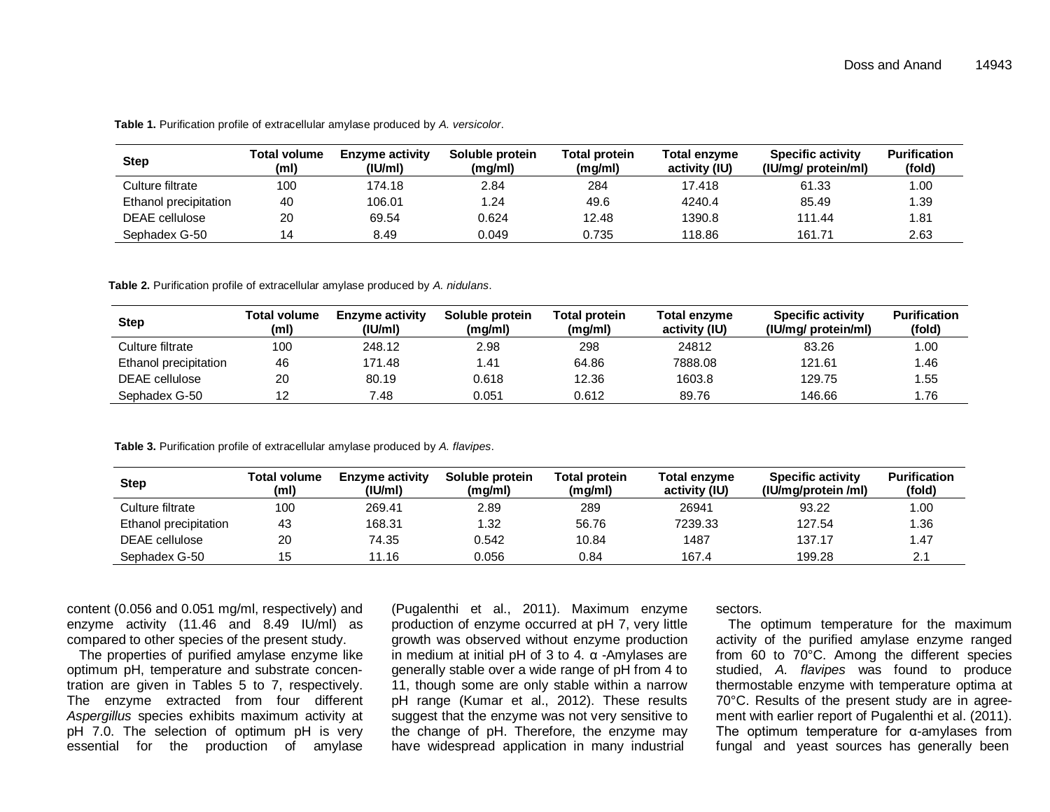**Table 1.** Purification profile of extracellular amylase produced by *A. versicolor*.

| Step | Total volume (ml) | Enzyme activity (IU/ml) | Soluble protein (mg/ml) | Total protein (mg/ml) | Total enzyme activity (IU) | Specific activity (IU/mg/ protein/ml) | Purification (fold) |
|---|---|---|---|---|---|---|---|
| Culture filtrate | 100 | 174.18 | 2.84 | 284 | 17.418 | 61.33 | 1.00 |
| Ethanol precipitation | 40 | 106.01 | 1.24 | 49.6 | 4240.4 | 85.49 | 1.39 |
| DEAE cellulose | 20 | 69.54 | 0.624 | 12.48 | 1390.8 | 111.44 | 1.81 |
| Sephadex G-50 | 14 | 8.49 | 0.049 | 0.735 | 118.86 | 161.71 | 2.63 |

**Table 2.** Purification profile of extracellular amylase produced by *A. nidulans*.

| Step | Total volume (ml) | Enzyme activity (IU/ml) | Soluble protein (mg/ml) | Total protein (mg/ml) | Total enzyme activity (IU) | Specific activity (IU/mg/ protein/ml) | Purification (fold) |
|---|---|---|---|---|---|---|---|
| Culture filtrate | 100 | 248.12 | 2.98 | 298 | 24812 | 83.26 | 1.00 |
| Ethanol precipitation | 46 | 171.48 | 1.41 | 64.86 | 7888.08 | 121.61 | 1.46 |
| DEAE cellulose | 20 | 80.19 | 0.618 | 12.36 | 1603.8 | 129.75 | 1.55 |
| Sephadex G-50 | 12 | 7.48 | 0.051 | 0.612 | 89.76 | 146.66 | 1.76 |

**Table 3.** Purification profile of extracellular amylase produced by *A. flavipes*.

| Step | Total volume (ml) | Enzyme activity (IU/ml) | Soluble protein (mg/ml) | Total protein (mg/ml) | Total enzyme activity (IU) | Specific activity (IU/mg/protein /ml) | Purification (fold) |
|---|---|---|---|---|---|---|---|
| Culture filtrate | 100 | 269.41 | 2.89 | 289 | 26941 | 93.22 | 1.00 |
| Ethanol precipitation | 43 | 168.31 | 1.32 | 56.76 | 7239.33 | 127.54 | 1.36 |
| DEAE cellulose | 20 | 74.35 | 0.542 | 10.84 | 1487 | 137.17 | 1.47 |
| Sephadex G-50 | 15 | 11.16 | 0.056 | 0.84 | 167.4 | 199.28 | 2.1 |

content (0.056 and 0.051 mg/ml, respectively) and enzyme activity (11.46 and 8.49 IU/ml) as compared to other species of the present study.

The properties of purified amylase enzyme like optimum pH, temperature and substrate concentration are given in Tables 5 to 7, respectively. The enzyme extracted from four different *Aspergillus* species exhibits maximum activity at pH 7.0. The selection of optimum pH is very essential for the production of amylase (Pugalenthi et al., 2011). Maximum enzyme production of enzyme occurred at pH 7, very little growth was observed without enzyme production in medium at initial pH of 3 to 4. α -Amylases are generally stable over a wide range of pH from 4 to 11, though some are only stable within a narrow pH range (Kumar et al., 2012). These results suggest that the enzyme was not very sensitive to the change of pH. Therefore, the enzyme may have widespread application in many industrial sectors.

The optimum temperature for the maximum activity of the purified amylase enzyme ranged from 60 to 70°C. Among the different species studied, *A. flavipes* was found to produce thermostable enzyme with temperature optima at 70°C. Results of the present study are in agreement with earlier report of Pugalenthi et al. (2011). The optimum temperature for α-amylases from fungal and yeast sources has generally been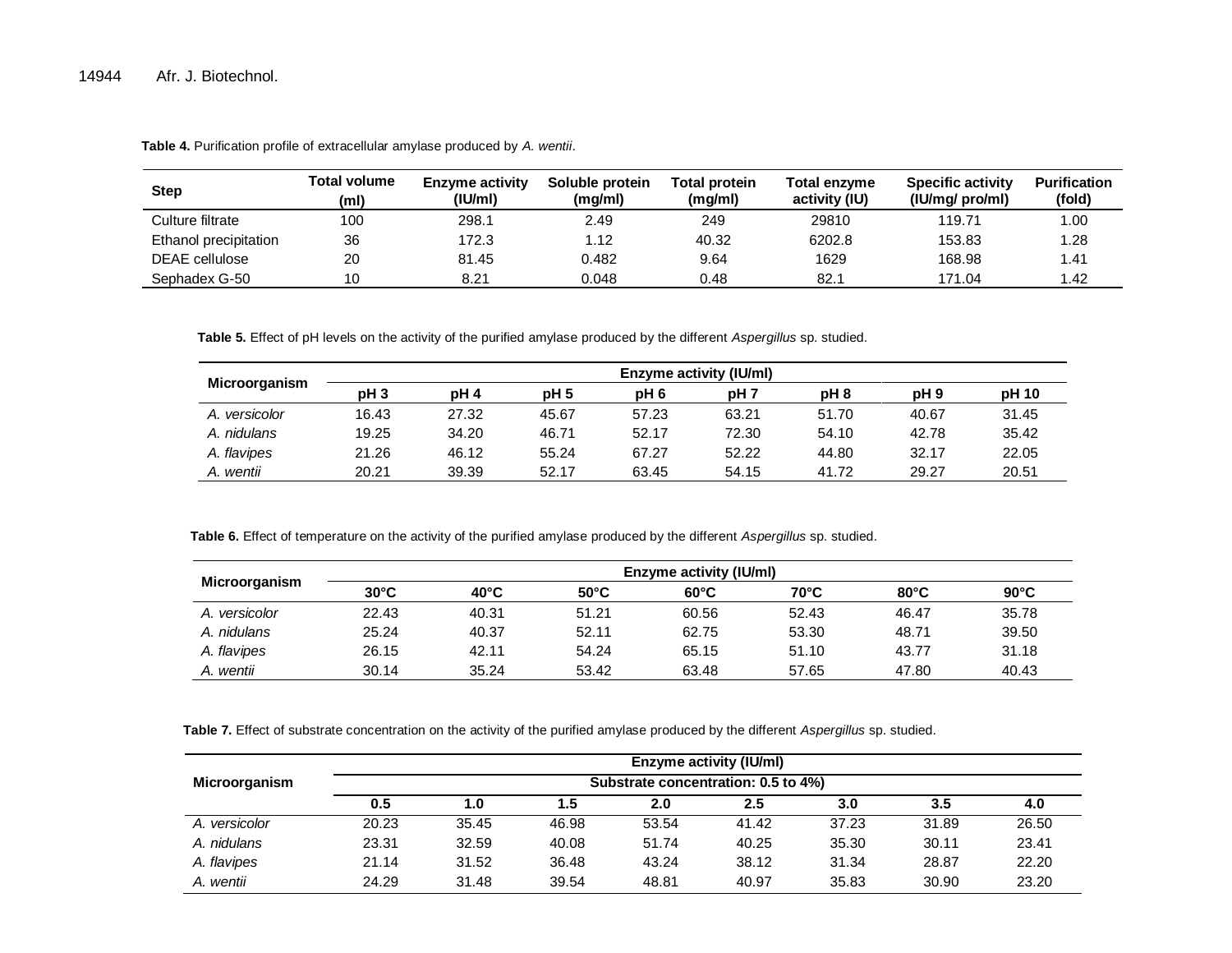**Table 4.** Purification profile of extracellular amylase produced by *A. wentii*.

| Step | Total volume (ml) | Enzyme activity (IU/ml) | Soluble protein (mg/ml) | Total protein (mg/ml) | Total enzyme activity (IU) | Specific activity (IU/mg/ pro/ml) | Purification (fold) |
|---|---|---|---|---|---|---|---|
| Culture filtrate | 100 | 298.1 | 2.49 | 249 | 29810 | 119.71 | 1.00 |
| Ethanol precipitation | 36 | 172.3 | 1.12 | 40.32 | 6202.8 | 153.83 | 1.28 |
| DEAE cellulose | 20 | 81.45 | 0.482 | 9.64 | 1629 | 168.98 | 1.41 |
| Sephadex G-50 | 10 | 8.21 | 0.048 | 0.48 | 82.1 | 171.04 | 1.42 |

**Table 5.** Effect of pH levels on the activity of the purified amylase produced by the different *Aspergillus* sp. studied.

| Microorganism | Enzyme activity (IU/ml) | | | | | | | |
|---|---|---|---|---|---|---|---|---|
| | pH 3 | pH 4 | pH 5 | pH 6 | pH 7 | pH 8 | pH 9 | pH 10 |
| *A. versicolor* | 16.43 | 27.32 | 45.67 | 57.23 | 63.21 | 51.70 | 40.67 | 31.45 |
| *A. nidulans* | 19.25 | 34.20 | 46.71 | 52.17 | 72.30 | 54.10 | 42.78 | 35.42 |
| *A. flavipes* | 21.26 | 46.12 | 55.24 | 67.27 | 52.22 | 44.80 | 32.17 | 22.05 |
| *A. wentii* | 20.21 | 39.39 | 52.17 | 63.45 | 54.15 | 41.72 | 29.27 | 20.51 |

**Table 6.** Effect of temperature on the activity of the purified amylase produced by the different *Aspergillus* sp. studied.

| Microorganism | Enzyme activity (IU/ml) | | | | | | |
|---|---|---|---|---|---|---|---|
| | 30°C | 40°C | 50°C | 60°C | 70°C | 80°C | 90°C |
| *A. versicolor* | 22.43 | 40.31 | 51.21 | 60.56 | 52.43 | 46.47 | 35.78 |
| *A. nidulans* | 25.24 | 40.37 | 52.11 | 62.75 | 53.30 | 48.71 | 39.50 |
| *A. flavipes* | 26.15 | 42.11 | 54.24 | 65.15 | 51.10 | 43.77 | 31.18 |
| *A. wentii* | 30.14 | 35.24 | 53.42 | 63.48 | 57.65 | 47.80 | 40.43 |

**Table 7.** Effect of substrate concentration on the activity of the purified amylase produced by the different *Aspergillus* sp. studied.

| Microorganism | Enzyme activity (IU/ml) | | | | | | | |
|---|---|---|---|---|---|---|---|---|
| | Substrate concentration: 0.5 to 4%) | | | | | | | |
| | 0.5 | 1.0 | 1.5 | 2.0 | 2.5 | 3.0 | 3.5 | 4.0 |
| *A. versicolor* | 20.23 | 35.45 | 46.98 | 53.54 | 41.42 | 37.23 | 31.89 | 26.50 |
| *A. nidulans* | 23.31 | 32.59 | 40.08 | 51.74 | 40.25 | 35.30 | 30.11 | 23.41 |
| *A. flavipes* | 21.14 | 31.52 | 36.48 | 43.24 | 38.12 | 31.34 | 28.87 | 22.20 |
| *A. wentii* | 24.29 | 31.48 | 39.54 | 48.81 | 40.97 | 35.83 | 30.90 | 23.20 |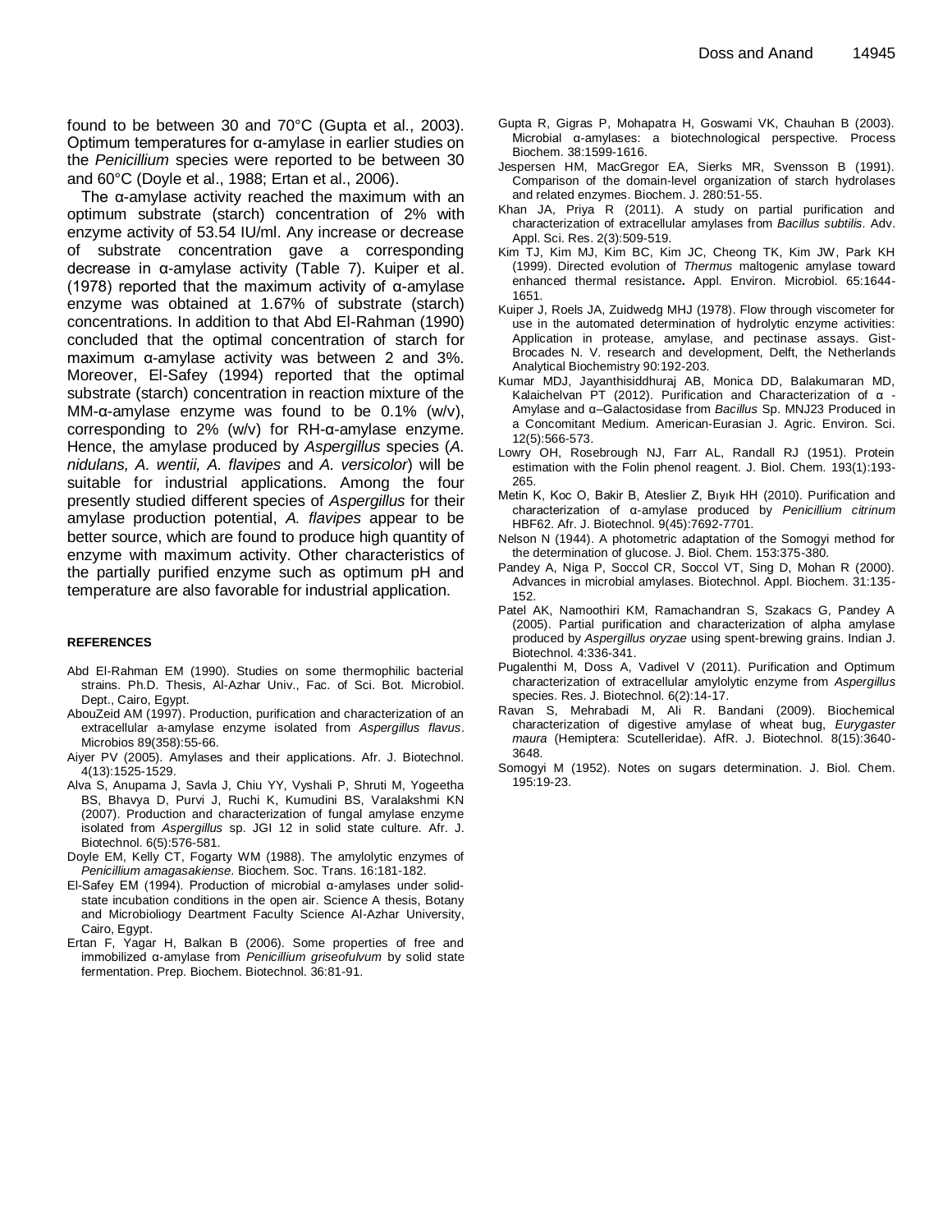found to be between 30 and 70°C (Gupta et al., 2003). Optimum temperatures for α-amylase in earlier studies on the *Penicillium* species were reported to be between 30 and 60°C (Doyle et al., 1988; Ertan et al., 2006).

The α-amylase activity reached the maximum with an optimum substrate (starch) concentration of 2% with enzyme activity of 53.54 IU/ml. Any increase or decrease of substrate concentration gave a corresponding decrease in α-amylase activity (Table 7). Kuiper et al. (1978) reported that the maximum activity of α-amylase enzyme was obtained at 1.67% of substrate (starch) concentrations. In addition to that Abd El-Rahman (1990) concluded that the optimal concentration of starch for maximum α-amylase activity was between 2 and 3%. Moreover, El-Safey (1994) reported that the optimal substrate (starch) concentration in reaction mixture of the MM-α-amylase enzyme was found to be 0.1% (w/v), corresponding to 2% (w/v) for RH-α-amylase enzyme. Hence, the amylase produced by *Aspergillus* species (*A. nidulans, A. wentii, A. flavipes* and *A. versicolor*) will be suitable for industrial applications. Among the four presently studied different species of *Aspergillus* for their amylase production potential, *A. flavipes* appear to be better source, which are found to produce high quantity of enzyme with maximum activity. Other characteristics of the partially purified enzyme such as optimum pH and temperature are also favorable for industrial application.

## REFERENCES

Abd El-Rahman EM (1990). Studies on some thermophilic bacterial strains. Ph.D. Thesis, Al-Azhar Univ., Fac. of Sci. Bot. Microbiol. Dept., Cairo, Egypt.

AbouZeid AM (1997). Production, purification and characterization of an extracellular a-amylase enzyme isolated from *Aspergillus flavus*. Microbios 89(358):55-66.

Aiyer PV (2005). Amylases and their applications. Afr. J. Biotechnol. 4(13):1525-1529.

Alva S, Anupama J, Savla J, Chiu YY, Vyshali P, Shruti M, Yogeetha BS, Bhavya D, Purvi J, Ruchi K, Kumudini BS, Varalakshmi KN (2007). Production and characterization of fungal amylase enzyme isolated from *Aspergillus* sp. JGI 12 in solid state culture. Afr. J. Biotechnol. 6(5):576-581.

Doyle EM, Kelly CT, Fogarty WM (1988). The amylolytic enzymes of *Penicillium amagasakiense*. Biochem. Soc. Trans. 16:181-182.

El-Safey EM (1994). Production of microbial α-amylases under solid-state incubation conditions in the open air. Science A thesis, Botany and Microbioliogy Deartment Faculty Science Al-Azhar University, Cairo, Egypt.

Ertan F, Yagar H, Balkan B (2006). Some properties of free and immobilized α-amylase from *Penicillium griseofulvum* by solid state fermentation. Prep. Biochem. Biotechnol. 36:81-91.

Gupta R, Gigras P, Mohapatra H, Goswami VK, Chauhan B (2003). Microbial α-amylases: a biotechnological perspective. Process Biochem. 38:1599-1616.

Jespersen HM, MacGregor EA, Sierks MR, Svensson B (1991). Comparison of the domain-level organization of starch hydrolases and related enzymes. Biochem. J. 280:51-55.

Khan JA, Priya R (2011). A study on partial purification and characterization of extracellular amylases from *Bacillus subtilis*. Adv. Appl. Sci. Res. 2(3):509-519.

Kim TJ, Kim MJ, Kim BC, Kim JC, Cheong TK, Kim JW, Park KH (1999). Directed evolution of *Thermus* maltogenic amylase toward enhanced thermal resistance**.** Appl. Environ. Microbiol. 65:1644-1651.

Kuiper J, Roels JA, Zuidwedg MHJ (1978). Flow through viscometer for use in the automated determination of hydrolytic enzyme activities: Application in protease, amylase, and pectinase assays. Gist-Brocades N. V. research and development, Delft, the Netherlands Analytical Biochemistry 90:192-203.

Kumar MDJ, Jayanthisiddhuraj AB, Monica DD, Balakumaran MD, Kalaichelvan PT (2012). Purification and Characterization of α - Amylase and α–Galactosidase from *Bacillus* Sp. MNJ23 Produced in a Concomitant Medium. American-Eurasian J. Agric. Environ. Sci. 12(5):566-573.

Lowry OH, Rosebrough NJ, Farr AL, Randall RJ (1951). Protein estimation with the Folin phenol reagent. J. Biol. Chem. 193(1):193-265.

Metin K, Koc O, Bakir B, Ateslier Z, Bıyık HH (2010). Purification and characterization of α-amylase produced by *Penicillium citrinum* HBF62. Afr. J. Biotechnol. 9(45):7692-7701.

Nelson N (1944). A photometric adaptation of the Somogyi method for the determination of glucose. J. Biol. Chem. 153:375-380.

Pandey A, Niga P, Soccol CR, Soccol VT, Sing D, Mohan R (2000). Advances in microbial amylases. Biotechnol. Appl. Biochem. 31:135-152.

Patel AK, Namoothiri KM, Ramachandran S, Szakacs G, Pandey A (2005). Partial purification and characterization of alpha amylase produced by *Aspergillus oryzae* using spent-brewing grains. Indian J. Biotechnol. 4:336-341.

Pugalenthi M, Doss A, Vadivel V (2011). Purification and Optimum characterization of extracellular amylolytic enzyme from *Aspergillus* species. Res. J. Biotechnol. 6(2):14-17.

Ravan S, Mehrabadi M, Ali R. Bandani (2009). Biochemical characterization of digestive amylase of wheat bug, *Eurygaster maura* (Hemiptera: Scutelleridae). AfR. J. Biotechnol. 8(15):3640-3648.

Somogyi M (1952). Notes on sugars determination. J. Biol. Chem. 195:19-23.